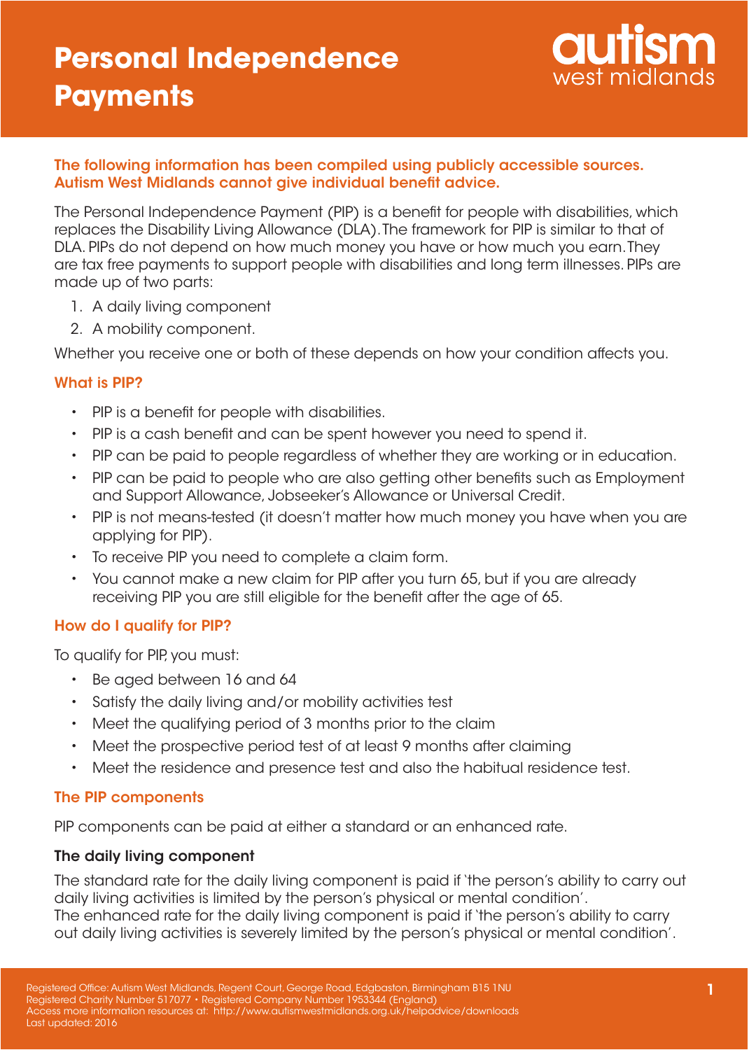# Personal Independence Payments

**The following information has been compiled using publicly accessible sources. Autism West Midlands cannot give individual benefit advice.**

The Personal Independence Payment (PIP) is a benefit for people with disabilities, which replaces the Disability Living Allowance (DLA). The framework for PIP is similar to that of DLA. PIPs do not depend on how much money you have or how much you earn. They are tax free payments to support people with disabilities and long term illnesses. PIPs are made up of two parts:

1. A daily living component
2. A mobility component.

Whether you receive one or both of these depends on how your condition affects you.

## What is PIP?

- PIP is a benefit for people with disabilities.
- PIP is a cash benefit and can be spent however you need to spend it.
- PIP can be paid to people regardless of whether they are working or in education.
- PIP can be paid to people who are also getting other benefits such as Employment and Support Allowance, Jobseeker's Allowance or Universal Credit.
- PIP is not means-tested (it doesn't matter how much money you have when you are applying for PIP).
- To receive PIP you need to complete a claim form.
- You cannot make a new claim for PIP after you turn 65, but if you are already receiving PIP you are still eligible for the benefit after the age of 65.

## How do I qualify for PIP?

To qualify for PIP, you must:

- Be aged between 16 and 64
- Satisfy the daily living and/or mobility activities test
- Meet the qualifying period of 3 months prior to the claim
- Meet the prospective period test of at least 9 months after claiming
- Meet the residence and presence test and also the habitual residence test.

## The PIP components

PIP components can be paid at either a standard or an enhanced rate.

### The daily living component

The standard rate for the daily living component is paid if 'the person's ability to carry out daily living activities is limited by the person's physical or mental condition'.
The enhanced rate for the daily living component is paid if 'the person's ability to carry out daily living activities is severely limited by the person's physical or mental condition'.

Registered Office: Autism West Midlands, Regent Court, George Road, Edgbaston, Birmingham B15 1NU
Registered Charity Number 517077 • Registered Company Number 1953344 (England)
Access more information resources at: http://www.autismwestmidlands.org.uk/helpadvice/downloads
Last updated: 2016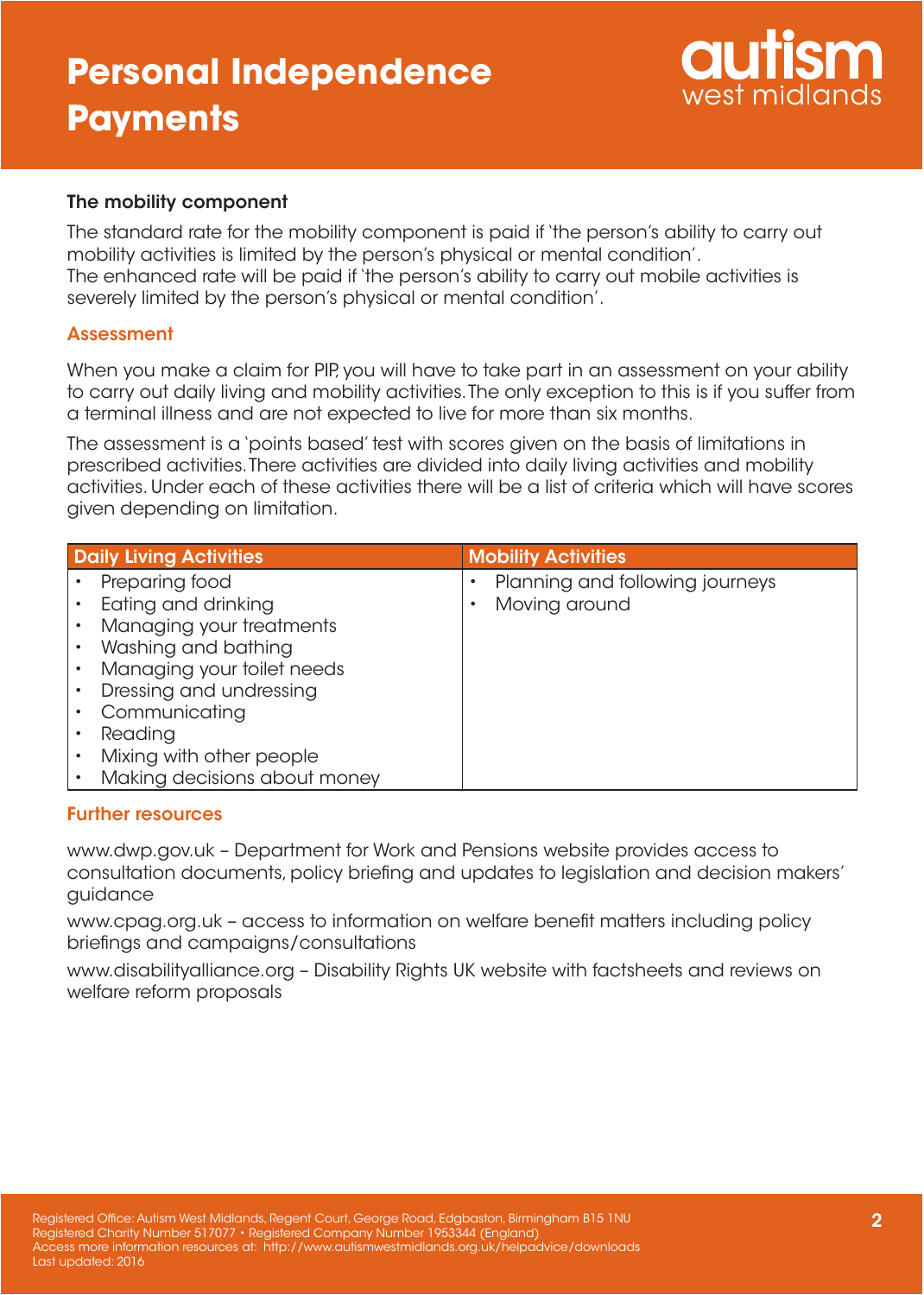# Personal Independence Payments

### The mobility component

The standard rate for the mobility component is paid if 'the person's ability to carry out mobility activities is limited by the person's physical or mental condition'.
The enhanced rate will be paid if 'the person's ability to carry out mobile activities is severely limited by the person's physical or mental condition'.

### Assessment

When you make a claim for PIP, you will have to take part in an assessment on your ability to carry out daily living and mobility activities. The only exception to this is if you suffer from a terminal illness and are not expected to live for more than six months.

The assessment is a 'points based' test with scores given on the basis of limitations in prescribed activities. There activities are divided into daily living activities and mobility activities. Under each of these activities there will be a list of criteria which will have scores given depending on limitation.

| Daily Living Activities | Mobility Activities |
|---|---|
| • Preparing food<br>• Eating and drinking<br>• Managing your treatments<br>• Washing and bathing<br>• Managing your toilet needs<br>• Dressing and undressing<br>• Communicating<br>• Reading<br>• Mixing with other people<br>• Making decisions about money | • Planning and following journeys<br>• Moving around |

### Further resources

www.dwp.gov.uk – Department for Work and Pensions website provides access to consultation documents, policy briefing and updates to legislation and decision makers' guidance

www.cpag.org.uk – access to information on welfare benefit matters including policy briefings and campaigns/consultations

www.disabilityalliance.org – Disability Rights UK website with factsheets and reviews on welfare reform proposals

Registered Office: Autism West Midlands, Regent Court, George Road, Edgbaston, Birmingham B15 1NU
Registered Charity Number 517077 • Registered Company Number 1953344 (England)
Access more information resources at: http://www.autismwestmidlands.org.uk/helpadvice/downloads
Last updated: 2016